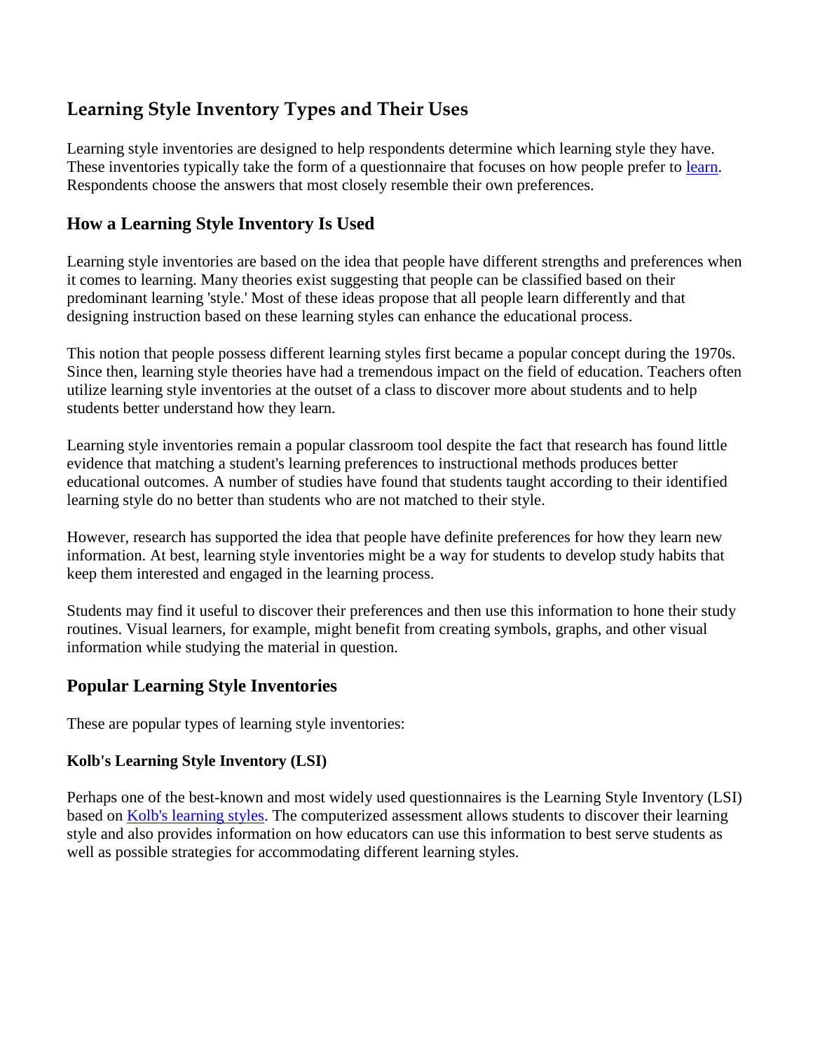# Learning Style Inventory Types and Their Uses

Learning style inventories are designed to help respondents determine which learning style they have. These inventories typically take the form of a questionnaire that focuses on how people prefer to [learn](). Respondents choose the answers that most closely resemble their own preferences.

## How a Learning Style Inventory Is Used

Learning style inventories are based on the idea that people have different strengths and preferences when it comes to learning. Many theories exist suggesting that people can be classified based on their predominant learning 'style.' Most of these ideas propose that all people learn differently and that designing instruction based on these learning styles can enhance the educational process.

This notion that people possess different learning styles first became a popular concept during the 1970s. Since then, learning style theories have had a tremendous impact on the field of education. Teachers often utilize learning style inventories at the outset of a class to discover more about students and to help students better understand how they learn.

Learning style inventories remain a popular classroom tool despite the fact that research has found little evidence that matching a student's learning preferences to instructional methods produces better educational outcomes. A number of studies have found that students taught according to their identified learning style do no better than students who are not matched to their style.

However, research has supported the idea that people have definite preferences for how they learn new information. At best, learning style inventories might be a way for students to develop study habits that keep them interested and engaged in the learning process.

Students may find it useful to discover their preferences and then use this information to hone their study routines. Visual learners, for example, might benefit from creating symbols, graphs, and other visual information while studying the material in question.

## Popular Learning Style Inventories

These are popular types of learning style inventories:

### Kolb's Learning Style Inventory (LSI)

Perhaps one of the best-known and most widely used questionnaires is the Learning Style Inventory (LSI) based on [Kolb's learning styles](). The computerized assessment allows students to discover their learning style and also provides information on how educators can use this information to best serve students as well as possible strategies for accommodating different learning styles.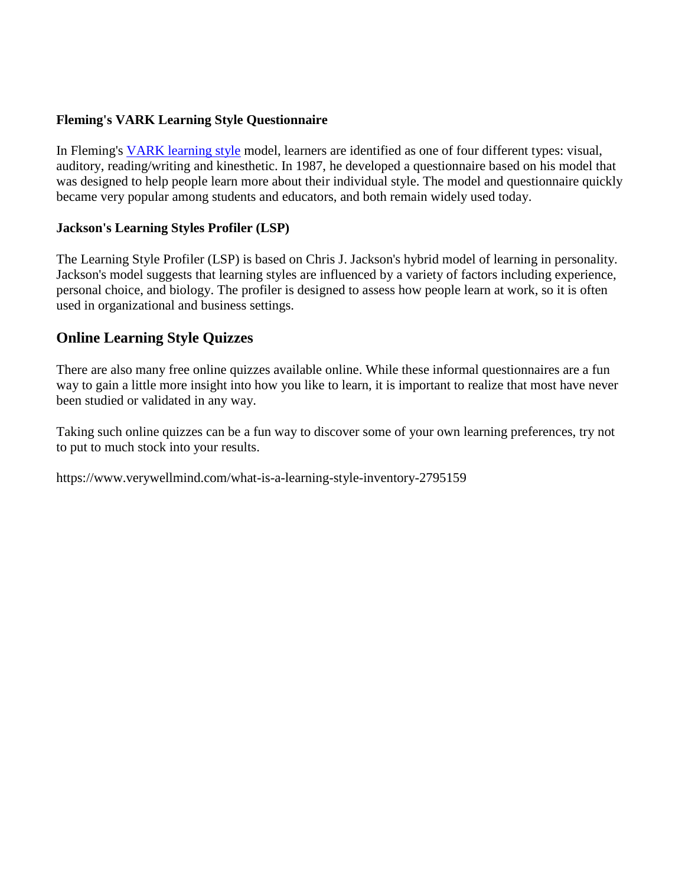**Fleming's VARK Learning Style Questionnaire**

In Fleming's [VARK learning style](#) model, learners are identified as one of four different types: visual, auditory, reading/writing and kinesthetic. In 1987, he developed a questionnaire based on his model that was designed to help people learn more about their individual style. The model and questionnaire quickly became very popular among students and educators, and both remain widely used today.

**Jackson's Learning Styles Profiler (LSP)**

The Learning Style Profiler (LSP) is based on Chris J. Jackson's hybrid model of learning in personality. Jackson's model suggests that learning styles are influenced by a variety of factors including experience, personal choice, and biology. The profiler is designed to assess how people learn at work, so it is often used in organizational and business settings.

## Online Learning Style Quizzes

There are also many free online quizzes available online. While these informal questionnaires are a fun way to gain a little more insight into how you like to learn, it is important to realize that most have never been studied or validated in any way.

Taking such online quizzes can be a fun way to discover some of your own learning preferences, try not to put to much stock into your results.

https://www.verywellmind.com/what-is-a-learning-style-inventory-2795159